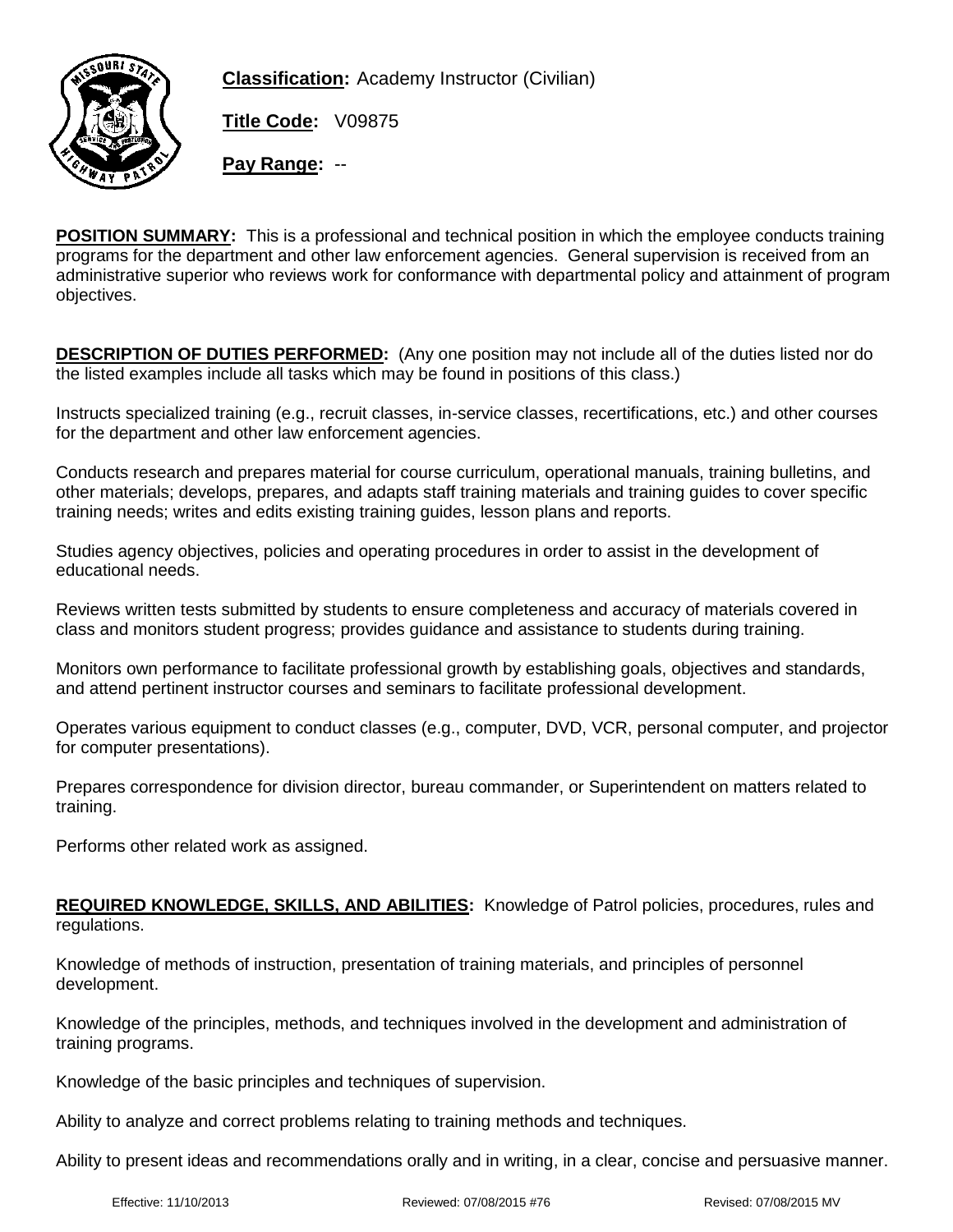**Classification:** Academy Instructor (Civilian)

**Title Code:** V09875

**Pay Range:** --

**POSITION SUMMARY:** This is a professional and technical position in which the employee conducts training programs for the department and other law enforcement agencies. General supervision is received from an administrative superior who reviews work for conformance with departmental policy and attainment of program objectives.

**DESCRIPTION OF DUTIES PERFORMED:** (Any one position may not include all of the duties listed nor do the listed examples include all tasks which may be found in positions of this class.)

Instructs specialized training (e.g., recruit classes, in-service classes, recertifications, etc.) and other courses for the department and other law enforcement agencies.

Conducts research and prepares material for course curriculum, operational manuals, training bulletins, and other materials; develops, prepares, and adapts staff training materials and training guides to cover specific training needs; writes and edits existing training guides, lesson plans and reports.

Studies agency objectives, policies and operating procedures in order to assist in the development of educational needs.

Reviews written tests submitted by students to ensure completeness and accuracy of materials covered in class and monitors student progress; provides guidance and assistance to students during training.

Monitors own performance to facilitate professional growth by establishing goals, objectives and standards, and attend pertinent instructor courses and seminars to facilitate professional development.

Operates various equipment to conduct classes (e.g., computer, DVD, VCR, personal computer, and projector for computer presentations).

Prepares correspondence for division director, bureau commander, or Superintendent on matters related to training.

Performs other related work as assigned.

**REQUIRED KNOWLEDGE, SKILLS, AND ABILITIES:** Knowledge of Patrol policies, procedures, rules and regulations.

Knowledge of methods of instruction, presentation of training materials, and principles of personnel development.

Knowledge of the principles, methods, and techniques involved in the development and administration of training programs.

Knowledge of the basic principles and techniques of supervision.

Ability to analyze and correct problems relating to training methods and techniques.

Ability to present ideas and recommendations orally and in writing, in a clear, concise and persuasive manner.

Effective: 11/10/2013 Reviewed: 07/08/2015 #76 Revised: 07/08/2015 MV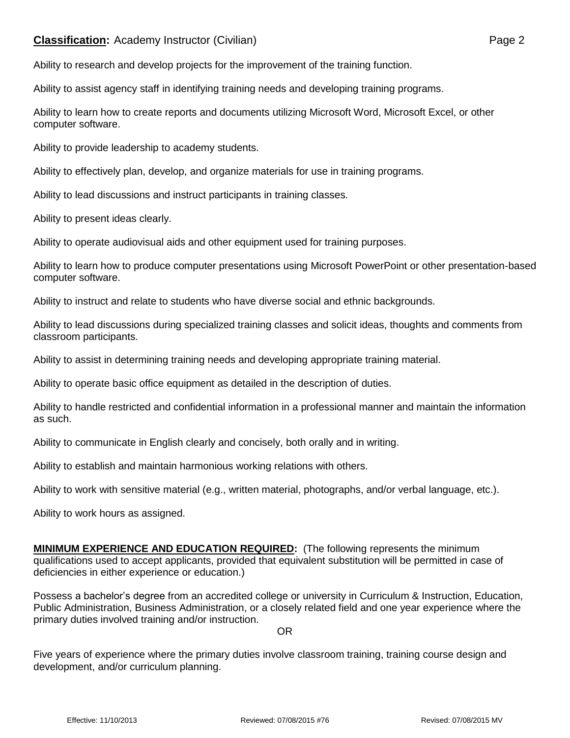Ability to research and develop projects for the improvement of the training function.

Ability to assist agency staff in identifying training needs and developing training programs.

Ability to learn how to create reports and documents utilizing Microsoft Word, Microsoft Excel, or other computer software.

Ability to provide leadership to academy students.

Ability to effectively plan, develop, and organize materials for use in training programs.

Ability to lead discussions and instruct participants in training classes.

Ability to present ideas clearly.

Ability to operate audiovisual aids and other equipment used for training purposes.

Ability to learn how to produce computer presentations using Microsoft PowerPoint or other presentation-based computer software.

Ability to instruct and relate to students who have diverse social and ethnic backgrounds.

Ability to lead discussions during specialized training classes and solicit ideas, thoughts and comments from classroom participants.

Ability to assist in determining training needs and developing appropriate training material.

Ability to operate basic office equipment as detailed in the description of duties.

Ability to handle restricted and confidential information in a professional manner and maintain the information as such.

Ability to communicate in English clearly and concisely, both orally and in writing.

Ability to establish and maintain harmonious working relations with others.

Ability to work with sensitive material (e.g., written material, photographs, and/or verbal language, etc.).

Ability to work hours as assigned.

**MINIMUM EXPERIENCE AND EDUCATION REQUIRED:** (The following represents the minimum qualifications used to accept applicants, provided that equivalent substitution will be permitted in case of deficiencies in either experience or education.)

Possess a bachelor's degree from an accredited college or university in Curriculum & Instruction, Education, Public Administration, Business Administration, or a closely related field and one year experience where the primary duties involved training and/or instruction.

OR

Five years of experience where the primary duties involve classroom training, training course design and development, and/or curriculum planning.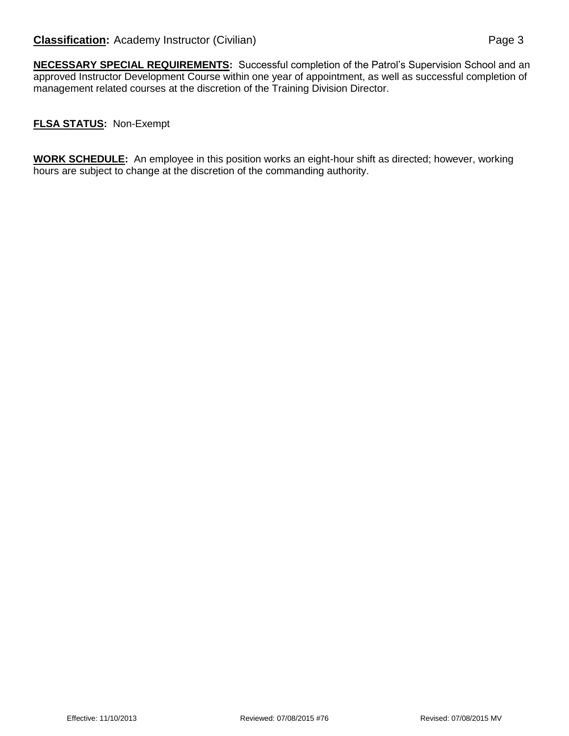**NECESSARY SPECIAL REQUIREMENTS:** Successful completion of the Patrol's Supervision School and an approved Instructor Development Course within one year of appointment, as well as successful completion of management related courses at the discretion of the Training Division Director.

**FLSA STATUS:** Non-Exempt

**WORK SCHEDULE:** An employee in this position works an eight-hour shift as directed; however, working hours are subject to change at the discretion of the commanding authority.